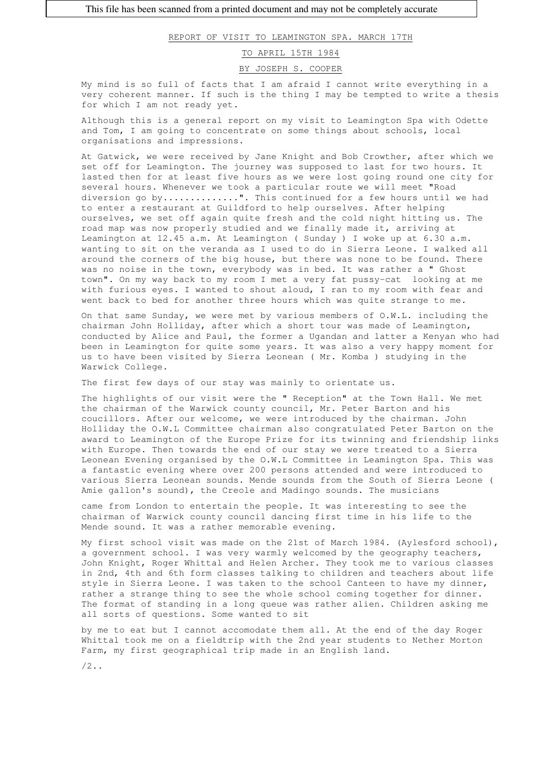This file has been scanned from a printed document and may not be completely accurate

REPORT OF VISIT TO LEAMINGTON SPA. MARCH 17TH

TO APRIL 15TH 1984

BY JOSEPH S. COOPER

My mind is so full of facts that I am afraid I cannot write everything in a very coherent manner. If such is the thing I may be tempted to write a thesis for which I am not ready yet.

Although this is a general report on my visit to Leamington Spa with Odette and Tom, I am going to concentrate on some things about schools, local organisations and impressions.

At Gatwick, we were received by Jane Knight and Bob Crowther, after which we set off for Leamington. The journey was supposed to last for two hours. It lasted then for at least five hours as we were lost going round one city for several hours. Whenever we took a particular route we will meet "Road diversion go by.............". This continued for a few hours until we had to enter a restaurant at Guildford to help ourselves. After helping ourselves, we set off again quite fresh and the cold night hitting us. The road map was now properly studied and we finally made it, arriving at Leamington at 12.45 a.m. At Leamington ( Sunday ) I woke up at 6.30 a.m. wanting to sit on the veranda as I used to do in Sierra Leone. I walked all around the corners of the big house, but there was none to be found. There was no noise in the town, everybody was in bed. It was rather a " Ghost town". On my way back to my room I met a very fat pussy-cat looking at me with furious eyes. I wanted to shout aloud, I ran to my room with fear and went back to bed for another three hours which was quite strange to me.

On that same Sunday, we were met by various members of O.W.L. including the chairman John Holliday, after which a short tour was made of Leamington, conducted by Alice and Paul, the former a Ugandan and latter a Kenyan who had been in Leamington for quite some years. It was also a very happy moment for us to have been visited by Sierra Leonean ( Mr. Komba ) studying in the Warwick College.

The first few days of our stay was mainly to orientate us.

The highlights of our visit were the " Reception" at the Town Hall. We met the chairman of the Warwick county council, Mr. Peter Barton and his coucillors. After our welcome, we were introduced by the chairman. John Holliday the O.W.L Committee chairman also congratulated Peter Barton on the award to Leamington of the Europe Prize for its twinning and friendship links with Europe. Then towards the end of our stay we were treated to a Sierra Leonean Evening organised by the O.W.L Committee in Leamington Spa. This was a fantastic evening where over 200 persons attended and were introduced to various Sierra Leonean sounds. Mende sounds from the South of Sierra Leone ( Amie gallon's sound), the Creole and Madingo sounds. The musicians came from London to entertain the people. It was interesting to see the chairman of Warwick county council dancing first time in his life to the Mende sound. It was a rather memorable evening.

My first school visit was made on the 21st of March 1984. (Aylesford school), a government school. I was very warmly welcomed by the geography teachers, John Knight, Roger Whittal and Helen Archer. They took me to various classes in 2nd, 4th and 6th form classes talking to children and teachers about life style in Sierra Leone. I was taken to the school Canteen to have my dinner, rather a strange thing to see the whole school coming together for dinner. The format of standing in a long queue was rather alien. Children asking me all sorts of questions. Some wanted to sit by me to eat but I cannot accomodate them all. At the end of the day Roger Whittal took me on a fieldtrip with the 2nd year students to Nether Morton Farm, my first geographical trip made in an English land.

/2..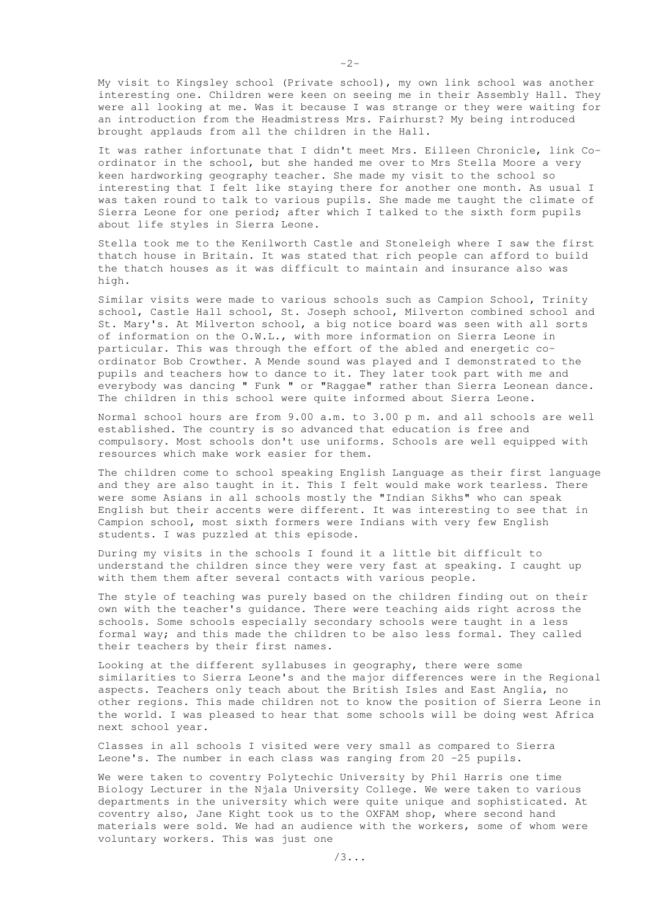My visit to Kingsley school (Private school), my own link school was another interesting one. Children were keen on seeing me in their Assembly Hall. They were all looking at me. Was it because I was strange or they were waiting for an introduction from the Headmistress Mrs. Fairhurst? My being introduced brought applauds from all the children in the Hall.

It was rather infortunate that I didn't meet Mrs. Eilleen Chronicle, link Co-ordinator in the school, but she handed me over to Mrs Stella Moore a very keen hardworking geography teacher. She made my visit to the school so interesting that I felt like staying there for another one month. As usual I was taken round to talk to various pupils. She made me taught the climate of Sierra Leone for one period; after which I talked to the sixth form pupils about life styles in Sierra Leone.

Stella took me to the Kenilworth Castle and Stoneleigh where I saw the first thatch house in Britain. It was stated that rich people can afford to build the thatch houses as it was difficult to maintain and insurance also was high.

Similar visits were made to various schools such as Campion School, Trinity school, Castle Hall school, St. Joseph school, Milverton combined school and St. Mary's. At Milverton school, a big notice board was seen with all sorts of information on the O.W.L., with more information on Sierra Leone in particular. This was through the effort of the abled and energetic co-ordinator Bob Crowther. A Mende sound was played and I demonstrated to the pupils and teachers how to dance to it. They later took part with me and everybody was dancing " Funk " or "Raggae" rather than Sierra Leonean dance. The children in this school were quite informed about Sierra Leone.

Normal school hours are from 9.00 a.m. to 3.00 p m. and all schools are well established. The country is so advanced that education is free and compulsory. Most schools don't use uniforms. Schools are well equipped with resources which make work easier for them.

The children come to school speaking English Language as their first language and they are also taught in it. This I felt would make work tearless. There were some Asians in all schools mostly the "Indian Sikhs" who can speak English but their accents were different. It was interesting to see that in Campion school, most sixth formers were Indians with very few English students. I was puzzled at this episode.

During my visits in the schools I found it a little bit difficult to understand the children since they were very fast at speaking. I caught up with them them after several contacts with various people.

The style of teaching was purely based on the children finding out on their own with the teacher's guidance. There were teaching aids right across the schools. Some schools especially secondary schools were taught in a less formal way; and this made the children to be also less formal. They called their teachers by their first names.

Looking at the different syllabuses in geography, there were some similarities to Sierra Leone's and the major differences were in the Regional aspects. Teachers only teach about the British Isles and East Anglia, no other regions. This made children not to know the position of Sierra Leone in the world. I was pleased to hear that some schools will be doing west Africa next school year.

Classes in all schools I visited were very small as compared to Sierra Leone's. The number in each class was ranging from 20 -25 pupils.

We were taken to coventry Polytechic University by Phil Harris one time Biology Lecturer in the Njala University College. We were taken to various departments in the university which were quite unique and sophisticated. At coventry also, Jane Kight took us to the OXFAM shop, where second hand materials were sold. We had an audience with the workers, some of whom were voluntary workers. This was just one

/3...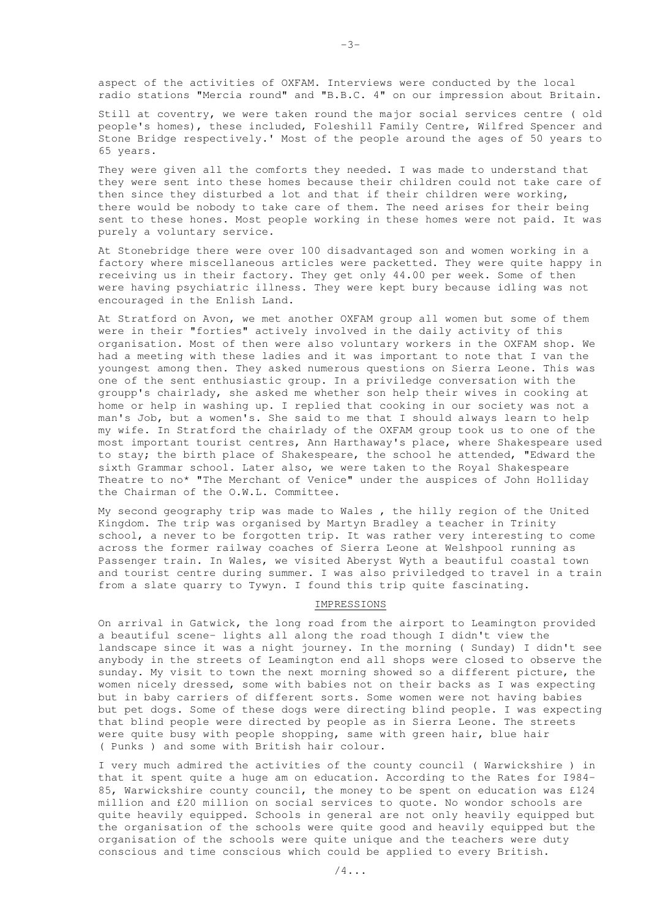aspect of the activities of OXFAM. Interviews were conducted by the local radio stations "Mercia round" and "B.B.C. 4" on our impression about Britain.

Still at coventry, we were taken round the major social services centre ( old people's homes), these included, Foleshill Family Centre, Wilfred Spencer and Stone Bridge respectively.' Most of the people around the ages of 50 years to 65 years.

They were given all the comforts they needed. I was made to understand that they were sent into these homes because their children could not take care of then since they disturbed a lot and that if their children were working, there would be nobody to take care of them. The need arises for their being sent to these hones. Most people working in these homes were not paid. It was purely a voluntary service.

At Stonebridge there were over 100 disadvantaged son and women working in a factory where miscellaneous articles were packetted. They were quite happy in receiving us in their factory. They get only 44.00 per week. Some of then were having psychiatric illness. They were kept bury because idling was not encouraged in the Enlish Land.

At Stratford on Avon, we met another OXFAM group all women but some of them were in their "forties" actively involved in the daily activity of this organisation. Most of then were also voluntary workers in the OXFAM shop. We had a meeting with these ladies and it was important to note that I van the youngest among then. They asked numerous questions on Sierra Leone. This was one of the sent enthusiastic group. In a priviledge conversation with the groupp's chairlady, she asked me whether son help their wives in cooking at home or help in washing up. I replied that cooking in our society was not a man's Job, but a women's. She said to me that I should always learn to help my wife. In Stratford the chairlady of the OXFAM group took us to one of the most important tourist centres, Ann Harthaway's place, where Shakespeare used to stay; the birth place of Shakespeare, the school he attended, "Edward the sixth Grammar school. Later also, we were taken to the Royal Shakespeare Theatre to no* "The Merchant of Venice" under the auspices of John Holliday the Chairman of the O.W.L. Committee.

My second geography trip was made to Wales , the hilly region of the United Kingdom. The trip was organised by Martyn Bradley a teacher in Trinity school, a never to be forgotten trip. It was rather very interesting to come across the former railway coaches of Sierra Leone at Welshpool running as Passenger train. In Wales, we visited Aberyst Wyth a beautiful coastal town and tourist centre during summer. I was also priviledged to travel in a train from a slate quarry to Tywyn. I found this trip quite fascinating.

## IMPRESSIONS

On arrival in Gatwick, the long road from the airport to Leamington provided a beautiful scene- lights all along the road though I didn't view the landscape since it was a night journey. In the morning ( Sunday) I didn't see anybody in the streets of Leamington end all shops were closed to observe the sunday. My visit to town the next morning showed so a different picture, the women nicely dressed, some with babies not on their backs as I was expecting but in baby carriers of different sorts. Some women were not having babies but pet dogs. Some of these dogs were directing blind people. I was expecting that blind people were directed by people as in Sierra Leone. The streets were quite busy with people shopping, same with green hair, blue hair ( Punks ) and some with British hair colour.

I very much admired the activities of the county council ( Warwickshire ) in that it spent quite a huge am on education. According to the Rates for I984-85, Warwickshire county council, the money to be spent on education was £124 million and £20 million on social services to quote. No wondor schools are quite heavily equipped. Schools in general are not only heavily equipped but the organisation of the schools were quite good and heavily equipped but the organisation of the schools were quite unique and the teachers were duty conscious and time conscious which could be applied to every British.

/4...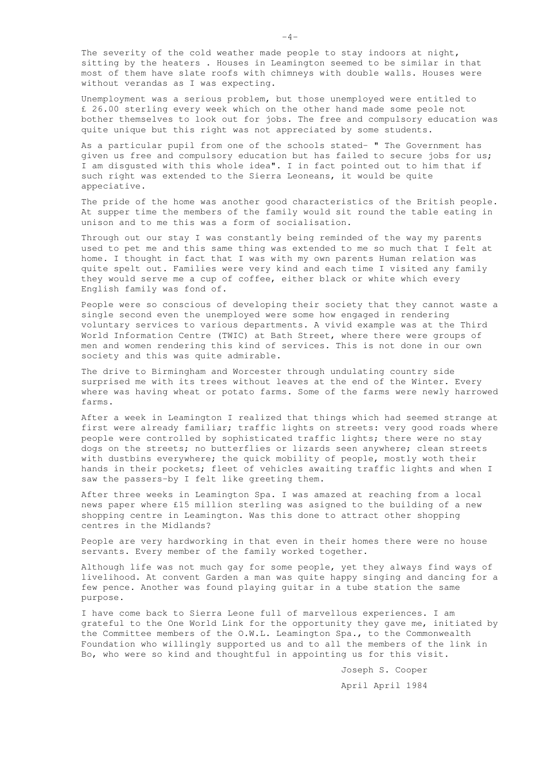The severity of the cold weather made people to stay indoors at night, sitting by the heaters . Houses in Leamington seemed to be similar in that most of them have slate roofs with chimneys with double walls. Houses were without verandas as I was expecting.

Unemployment was a serious problem, but those unemployed were entitled to £ 26.00 sterling every week which on the other hand made some peole not bother themselves to look out for jobs. The free and compulsory education was quite unique but this right was not appreciated by some students.

As a particular pupil from one of the schools stated- " The Government has given us free and compulsory education but has failed to secure jobs for us; I am disgusted with this whole idea". I in fact pointed out to him that if such right was extended to the Sierra Leoneans, it would be quite appeciative.

The pride of the home was another good characteristics of the British people. At supper time the members of the family would sit round the table eating in unison and to me this was a form of socialisation.

Through out our stay I was constantly being reminded of the way my parents used to pet me and this same thing was extended to me so much that I felt at home. I thought in fact that I was with my own parents Human relation was quite spelt out. Families were very kind and each time I visited any family they would serve me a cup of coffee, either black or white which every English family was fond of.

People were so conscious of developing their society that they cannot waste a single second even the unemployed were some how engaged in rendering voluntary services to various departments. A vivid example was at the Third World Information Centre (TWIC) at Bath Street, where there were groups of men and women rendering this kind of services. This is not done in our own society and this was quite admirable.

The drive to Birmingham and Worcester through undulating country side surprised me with its trees without leaves at the end of the Winter. Every where was having wheat or potato farms. Some of the farms were newly harrowed farms.

After a week in Leamington I realized that things which had seemed strange at first were already familiar; traffic lights on streets: very good roads where people were controlled by sophisticated traffic lights; there were no stay dogs on the streets; no butterflies or lizards seen anywhere; clean streets with dustbins everywhere; the quick mobility of people, mostly woth their hands in their pockets; fleet of vehicles awaiting traffic lights and when I saw the passers-by I felt like greeting them.

After three weeks in Leamington Spa. I was amazed at reaching from a local news paper where £15 million sterling was asigned to the building of a new shopping centre in Leamington. Was this done to attract other shopping centres in the Midlands?

People are very hardworking in that even in their homes there were no house servants. Every member of the family worked together.

Although life was not much gay for some people, yet they always find ways of livelihood. At convent Garden a man was quite happy singing and dancing for a few pence. Another was found playing guitar in a tube station the same purpose.

I have come back to Sierra Leone full of marvellous experiences. I am grateful to the One World Link for the opportunity they gave me, initiated by the Committee members of the O.W.L. Leamington Spa., to the Commonwealth Foundation who willingly supported us and to all the members of the link in Bo, who were so kind and thoughtful in appointing us for this visit.

Joseph S. Cooper

April April 1984